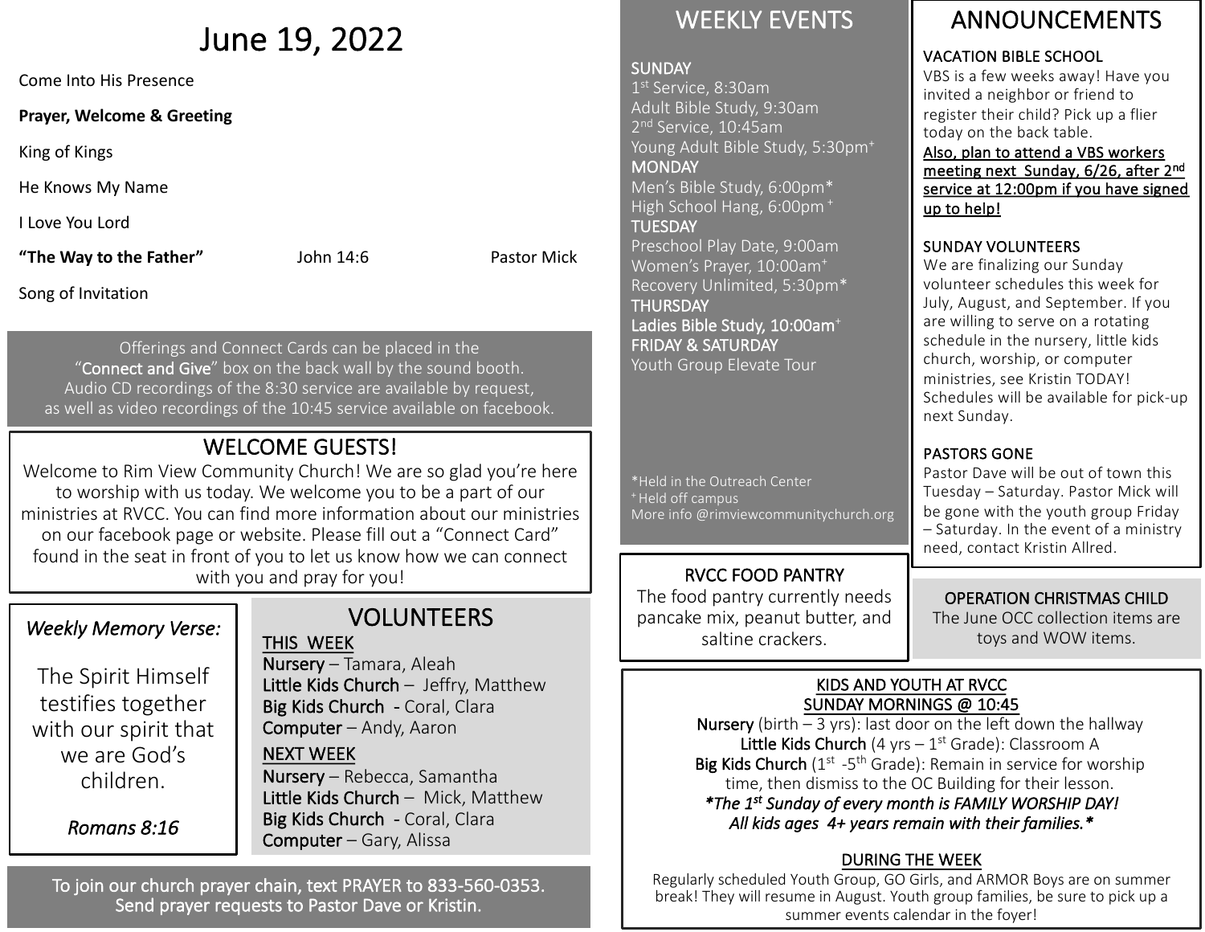# June 19, 2022

Come Into His Presence

**Prayer, Welcome & Greeting**

King of Kings

He Knows My Name

I Love You Lord

**"The Way to the Father"** John 14:6 Pastor Mick

Song of Invitation

Offerings and Connect Cards can be placed in the "**Connect and Give**" box on the back wall by the sound booth. Audio CD recordings of the 8:30 service are available by request, as well as video recordings of the 10:45 service available on facebook.

## WELCOME GUESTS!

Welcome to Rim View Community Church! We are so glad you're here to worship with us today. We welcome you to be a part of our ministries at RVCC. You can find more information about our ministries on our facebook page or website. Please fill out a "Connect Card" found in the seat in front of you to let us know how we can connect with you and pray for you!

### *Weekly Memory Verse:*

The Spirit Himself testifies together with our spirit that we are God's children.

*Romans 8:16*

## VOLUNTEERS

THIS WEEK

**Nursery** – Tamara, Aleah
**Little Kids Church** – Jeffry, Matthew
**Big Kids Church** - Coral, Clara
**Computer** – Andy, Aaron

NEXT WEEK

**Nursery** – Rebecca, Samantha
**Little Kids Church** – Mick, Matthew
**Big Kids Church** - Coral, Clara
**Computer** – Gary, Alissa

To join our church prayer chain, text PRAYER to 833-560-0353. Send prayer requests to Pastor Dave or Kristin.

## WEEKLY EVENTS

SUNDAY
1st Service, 8:30am
Adult Bible Study, 9:30am
2nd Service, 10:45am
Young Adult Bible Study, 5:30pm+

MONDAY
Men's Bible Study, 6:00pm*
High School Hang, 6:00pm+

TUESDAY
Preschool Play Date, 9:00am
Women's Prayer, 10:00am+
Recovery Unlimited, 5:30pm*

THURSDAY
Ladies Bible Study, 10:00am+

FRIDAY & SATURDAY
Youth Group Elevate Tour

*Held in the Outreach Center
+Held off campus
More info @rimviewcommunitychurch.org

## ANNOUNCEMENTS

VACATION BIBLE SCHOOL
VBS is a few weeks away! Have you invited a neighbor or friend to register their child? Pick up a flier today on the back table.
Also, plan to attend a VBS workers meeting next Sunday, 6/26, after 2nd service at 12:00pm if you have signed up to help!

SUNDAY VOLUNTEERS
We are finalizing our Sunday volunteer schedules this week for July, August, and September. If you are willing to serve on a rotating schedule in the nursery, little kids church, worship, or computer ministries, see Kristin TODAY! Schedules will be available for pick-up next Sunday.

PASTORS GONE
Pastor Dave will be out of town this Tuesday – Saturday. Pastor Mick will be gone with the youth group Friday – Saturday. In the event of a ministry need, contact Kristin Allred.

### RVCC FOOD PANTRY

The food pantry currently needs pancake mix, peanut butter, and saltine crackers.

### OPERATION CHRISTMAS CHILD

The June OCC collection items are toys and WOW items.

### KIDS AND YOUTH AT RVCC
### SUNDAY MORNINGS @ 10:45

**Nursery** (birth – 3 yrs): last door on the left down the hallway
**Little Kids Church** (4 yrs – 1st Grade): Classroom A
**Big Kids Church** (1st -5th Grade): Remain in service for worship time, then dismiss to the OC Building for their lesson.

***The 1st Sunday of every month is FAMILY WORSHIP DAY! All kids ages 4+ years remain with their families.***

DURING THE WEEK

Regularly scheduled Youth Group, GO Girls, and ARMOR Boys are on summer break! They will resume in August. Youth group families, be sure to pick up a summer events calendar in the foyer!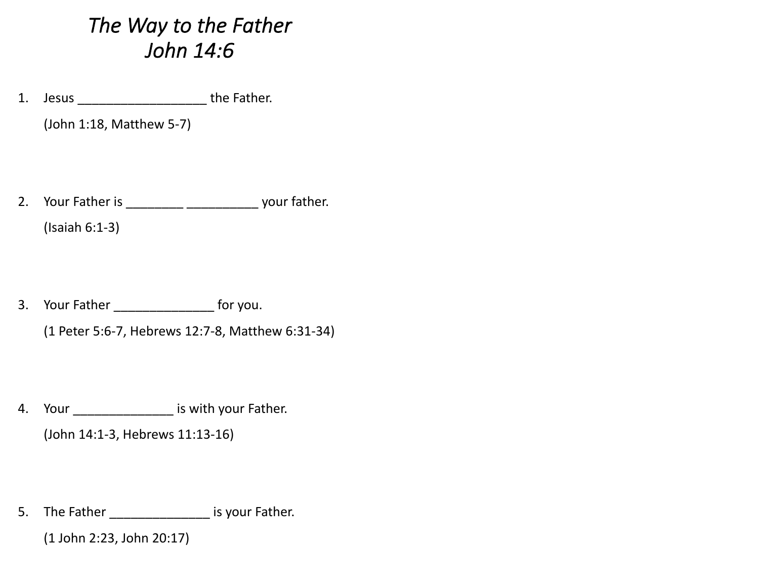# *The Way to the Father*
# *John 14:6*

1. Jesus ___________________ the Father.

   (John 1:18, Matthew 5-7)

2. Your Father is ________ __________ your father.

   (Isaiah 6:1-3)

3. Your Father ______________ for you.

   (1 Peter 5:6-7, Hebrews 12:7-8, Matthew 6:31-34)

4. Your ______________ is with your Father.

   (John 14:1-3, Hebrews 11:13-16)

5. The Father ______________ is your Father.

   (1 John 2:23, John 20:17)